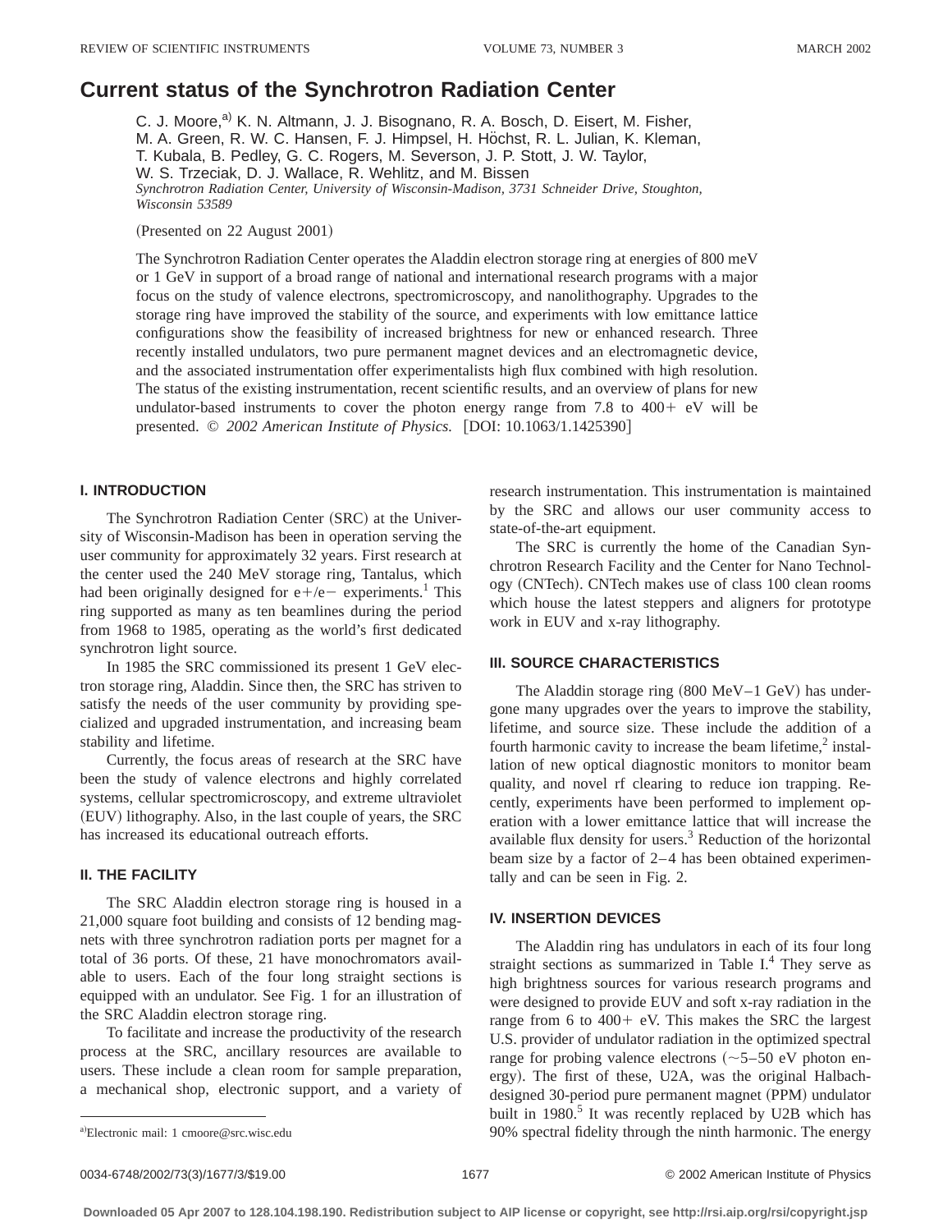# Current status of the Synchrotron Radiation Center

C. J. Moore,[a] K. N. Altmann, J. J. Bisognano, R. A. Bosch, D. Eisert, M. Fisher, M. A. Green, R. W. C. Hansen, F. J. Himpsel, H. Höchst, R. L. Julian, K. Kleman, T. Kubala, B. Pedley, G. C. Rogers, M. Severson, J. P. Stott, J. W. Taylor, W. S. Trzeciak, D. J. Wallace, R. Wehlitz, and M. Bissen

*Synchrotron Radiation Center, University of Wisconsin-Madison, 3731 Schneider Drive, Stoughton, Wisconsin 53589*

(Presented on 22 August 2001)

The Synchrotron Radiation Center operates the Aladdin electron storage ring at energies of 800 meV or 1 GeV in support of a broad range of national and international research programs with a major focus on the study of valence electrons, spectromicroscopy, and nanolithography. Upgrades to the storage ring have improved the stability of the source, and experiments with low emittance lattice configurations show the feasibility of increased brightness for new or enhanced research. Three recently installed undulators, two pure permanent magnet devices and an electromagnetic device, and the associated instrumentation offer experimentalists high flux combined with high resolution. The status of the existing instrumentation, recent scientific results, and an overview of plans for new undulator-based instruments to cover the photon energy range from 7.8 to 400+ eV will be presented. © *2002 American Institute of Physics.* [DOI: 10.1063/1.1425390]

## I. INTRODUCTION

The Synchrotron Radiation Center (SRC) at the University of Wisconsin-Madison has been in operation serving the user community for approximately 32 years. First research at the center used the 240 MeV storage ring, Tantalus, which had been originally designed for e+/e− experiments.[1] This ring supported as many as ten beamlines during the period from 1968 to 1985, operating as the world's first dedicated synchrotron light source.

In 1985 the SRC commissioned its present 1 GeV electron storage ring, Aladdin. Since then, the SRC has striven to satisfy the needs of the user community by providing specialized and upgraded instrumentation, and increasing beam stability and lifetime.

Currently, the focus areas of research at the SRC have been the study of valence electrons and highly correlated systems, cellular spectromicroscopy, and extreme ultraviolet (EUV) lithography. Also, in the last couple of years, the SRC has increased its educational outreach efforts.

## II. THE FACILITY

The SRC Aladdin electron storage ring is housed in a 21,000 square foot building and consists of 12 bending magnets with three synchrotron radiation ports per magnet for a total of 36 ports. Of these, 21 have monochromators available to users. Each of the four long straight sections is equipped with an undulator. See Fig. 1 for an illustration of the SRC Aladdin electron storage ring.

To facilitate and increase the productivity of the research process at the SRC, ancillary resources are available to users. These include a clean room for sample preparation, a mechanical shop, electronic support, and a variety of research instrumentation. This instrumentation is maintained by the SRC and allows our user community access to state-of-the-art equipment.

The SRC is currently the home of the Canadian Synchrotron Research Facility and the Center for Nano Technology (CNTech). CNTech makes use of class 100 clean rooms which house the latest steppers and aligners for prototype work in EUV and x-ray lithography.

## III. SOURCE CHARACTERISTICS

The Aladdin storage ring (800 MeV–1 GeV) has undergone many upgrades over the years to improve the stability, lifetime, and source size. These include the addition of a fourth harmonic cavity to increase the beam lifetime,[2] installation of new optical diagnostic monitors to monitor beam quality, and novel rf clearing to reduce ion trapping. Recently, experiments have been performed to implement operation with a lower emittance lattice that will increase the available flux density for users.[3] Reduction of the horizontal beam size by a factor of 2–4 has been obtained experimentally and can be seen in Fig. 2.

## IV. INSERTION DEVICES

The Aladdin ring has undulators in each of its four long straight sections as summarized in Table I.[4] They serve as high brightness sources for various research programs and were designed to provide EUV and soft x-ray radiation in the range from 6 to 400+ eV. This makes the SRC the largest U.S. provider of undulator radiation in the optimized spectral range for probing valence electrons (~5–50 eV photon energy). The first of these, U2A, was the original Halbach-designed 30-period pure permanent magnet (PPM) undulator built in 1980.[5] It was recently replaced by U2B which has 90% spectral fidelity through the ninth harmonic. The energy

[a]Electronic mail: 1 cmoore@src.wisc.edu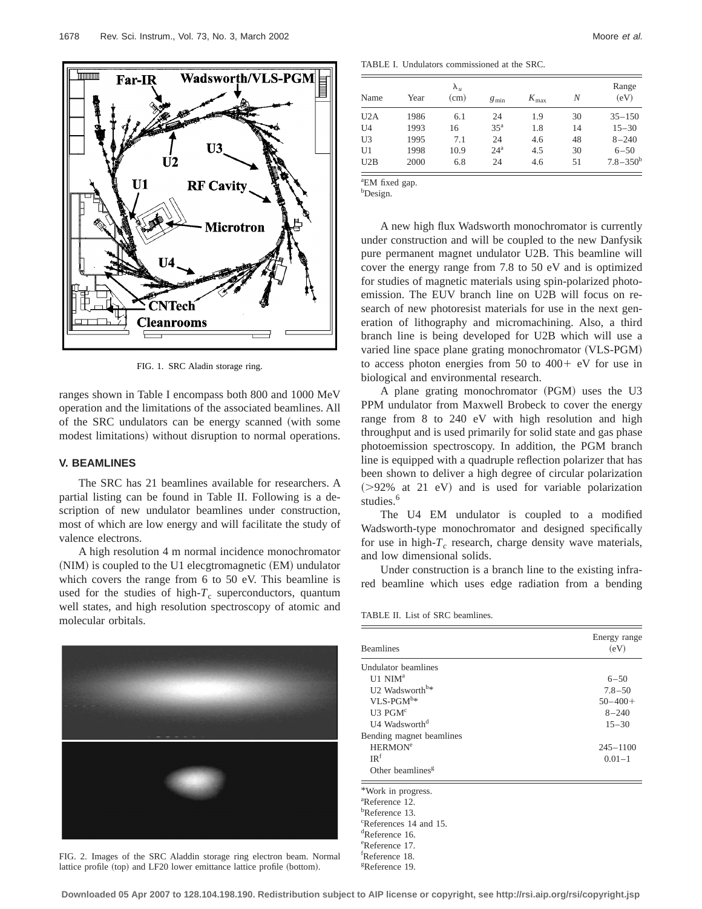FIG. 1. SRC Aladin storage ring.

ranges shown in Table I encompass both 800 and 1000 MeV operation and the limitations of the associated beamlines. All of the SRC undulators can be energy scanned (with some modest limitations) without disruption to normal operations.

## V. BEAMLINES

The SRC has 21 beamlines available for researchers. A partial listing can be found in Table II. Following is a description of new undulator beamlines under construction, most of which are low energy and will facilitate the study of valence electrons.

A high resolution 4 m normal incidence monochromator (NIM) is coupled to the U1 elecgtromagnetic (EM) undulator which covers the range from 6 to 50 eV. This beamline is used for the studies of high-$T_c$ superconductors, quantum well states, and high resolution spectroscopy of atomic and molecular orbitals.

FIG. 2. Images of the SRC Aladdin storage ring electron beam. Normal lattice profile (top) and LF20 lower emittance lattice profile (bottom).

TABLE I. Undulators commissioned at the SRC.

| Name | Year | $\lambda_u$ (cm) | $g_{\min}$ | $K_{\max}$ | $N$ | Range (eV) |
|---|---|---|---|---|---|---|
| U2A | 1986 | 6.1 | 24 | 1.9 | 30 | 35–150 |
| U4 | 1993 | 16 | 35[a] | 1.8 | 14 | 15–30 |
| U3 | 1995 | 7.1 | 24 | 4.6 | 48 | 8–240 |
| U1 | 1998 | 10.9 | 24[a] | 4.5 | 30 | 6–50 |
| U2B | 2000 | 6.8 | 24 | 4.6 | 51 | 7.8–350[b] |

[a]EM fixed gap.
[b]Design.

A new high flux Wadsworth monochromator is currently under construction and will be coupled to the new Danfysik pure permanent magnet undulator U2B. This beamline will cover the energy range from 7.8 to 50 eV and is optimized for studies of magnetic materials using spin-polarized photoemission. The EUV branch line on U2B will focus on research of new photoresist materials for use in the next generation of lithography and micromachining. Also, a third branch line is being developed for U2B which will use a varied line space plane grating monochromator (VLS-PGM) to access photon energies from 50 to 400+ eV for use in biological and environmental research.

A plane grating monochromator (PGM) uses the U3 PPM undulator from Maxwell Brobeck to cover the energy range from 8 to 240 eV with high resolution and high throughput and is used primarily for solid state and gas phase photoemission spectroscopy. In addition, the PGM branch line is equipped with a quadruple reflection polarizer that has been shown to deliver a high degree of circular polarization (>92% at 21 eV) and is used for variable polarization studies.[6]

The U4 EM undulator is coupled to a modified Wadsworth-type monochromator and designed specifically for use in high-$T_c$ research, charge density wave materials, and low dimensional solids.

Under construction is a branch line to the existing infrared beamline which uses edge radiation from a bending

TABLE II. List of SRC beamlines.

| Beamlines | Energy range (eV) |
|---|---|
| Undulator beamlines | |
| U1 NIM[a] | 6–50 |
| U2 Wadsworth[b]* | 7.8–50 |
| VLS-PGM[b]* | 50–400+ |
| U3 PGM[c] | 8–240 |
| U4 Wadsworth[d] | 15–30 |
| Bending magnet beamlines | |
| HERMON[e] | 245–1100 |
| IR[f] | 0.01–1 |
| Other beamlines[g] | |

*Work in progress.
[a]Reference 12.
[b]Reference 13.
[c]References 14 and 15.
[d]Reference 16.
[e]Reference 17.
[f]Reference 18.
[g]Reference 19.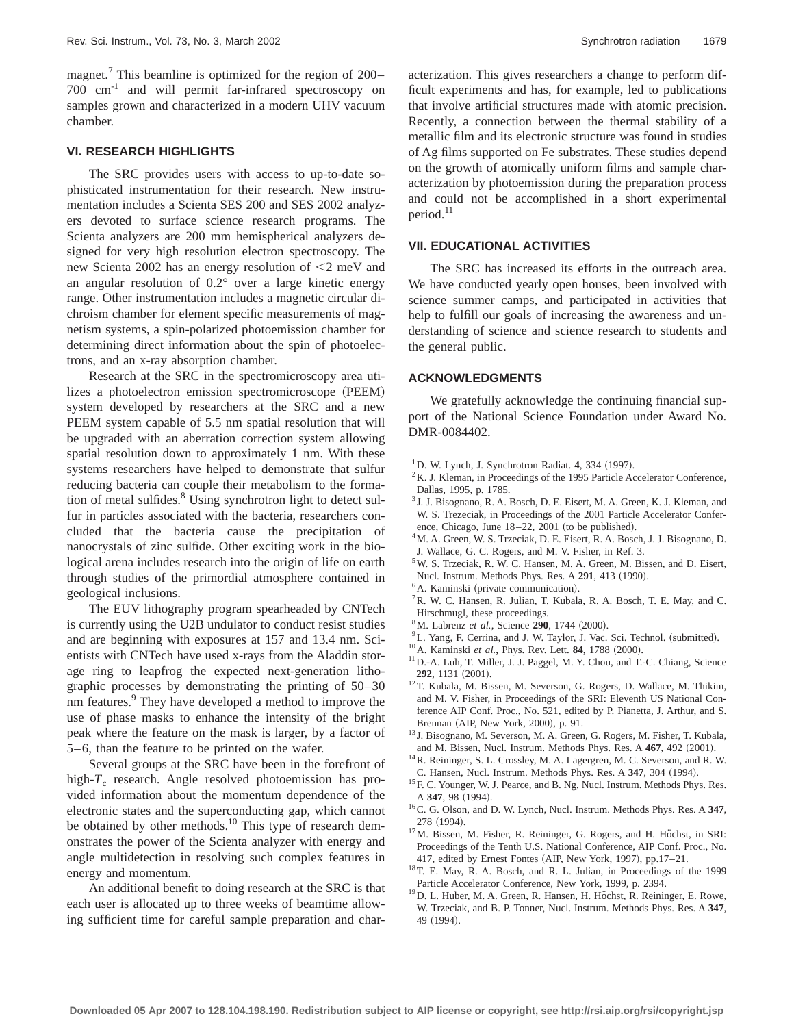magnet.[7] This beamline is optimized for the region of 200–700 cm$^{-1}$ and will permit far-infrared spectroscopy on samples grown and characterized in a modern UHV vacuum chamber.

## VI. RESEARCH HIGHLIGHTS

The SRC provides users with access to up-to-date sophisticated instrumentation for their research. New instrumentation includes a Scienta SES 200 and SES 2002 analyzers devoted to surface science research programs. The Scienta analyzers are 200 mm hemispherical analyzers designed for very high resolution electron spectroscopy. The new Scienta 2002 has an energy resolution of $<2$ meV and an angular resolution of 0.2° over a large kinetic energy range. Other instrumentation includes a magnetic circular dichroism chamber for element specific measurements of magnetism systems, a spin-polarized photoemission chamber for determining direct information about the spin of photoelectrons, and an x-ray absorption chamber.

Research at the SRC in the spectromicroscopy area utilizes a photoelectron emission spectromicroscope (PEEM) system developed by researchers at the SRC and a new PEEM system capable of 5.5 nm spatial resolution that will be upgraded with an aberration correction system allowing spatial resolution down to approximately 1 nm. With these systems researchers have helped to demonstrate that sulfur reducing bacteria can couple their metabolism to the formation of metal sulfides.[8] Using synchrotron light to detect sulfur in particles associated with the bacteria, researchers concluded that the bacteria cause the precipitation of nanocrystals of zinc sulfide. Other exciting work in the biological arena includes research into the origin of life on earth through studies of the primordial atmosphere contained in geological inclusions.

The EUV lithography program spearheaded by CNTech is currently using the U2B undulator to conduct resist studies and are beginning with exposures at 157 and 13.4 nm. Scientists with CNTech have used x-rays from the Aladdin storage ring to leapfrog the expected next-generation lithographic processes by demonstrating the printing of 50–30 nm features.[9] They have developed a method to improve the use of phase masks to enhance the intensity of the bright peak where the feature on the mask is larger, by a factor of 5–6, than the feature to be printed on the wafer.

Several groups at the SRC have been in the forefront of high-$T_c$ research. Angle resolved photoemission has provided information about the momentum dependence of the electronic states and the superconducting gap, which cannot be obtained by other methods.[10] This type of research demonstrates the power of the Scienta analyzer with energy and angle multidetection in resolving such complex features in energy and momentum.

An additional benefit to doing research at the SRC is that each user is allocated up to three weeks of beamtime allowing sufficient time for careful sample preparation and characterization. This gives researchers a change to perform difficult experiments and has, for example, led to publications that involve artificial structures made with atomic precision. Recently, a connection between the thermal stability of a metallic film and its electronic structure was found in studies of Ag films supported on Fe substrates. These studies depend on the growth of atomically uniform films and sample characterization by photoemission during the preparation process and could not be accomplished in a short experimental period.[11]

## VII. EDUCATIONAL ACTIVITIES

The SRC has increased its efforts in the outreach area. We have conducted yearly open houses, been involved with science summer camps, and participated in activities that help to fulfill our goals of increasing the awareness and understanding of science and science research to students and the general public.

## ACKNOWLEDGMENTS

We gratefully acknowledge the continuing financial support of the National Science Foundation under Award No. DMR-0084402.

[1] D. W. Lynch, J. Synchrotron Radiat. **4**, 334 (1997).
[2] K. J. Kleman, in Proceedings of the 1995 Particle Accelerator Conference, Dallas, 1995, p. 1785.
[3] J. J. Bisognano, R. A. Bosch, D. E. Eisert, M. A. Green, K. J. Kleman, and W. S. Trezeciak, in Proceedings of the 2001 Particle Accelerator Conference, Chicago, June 18–22, 2001 (to be published).
[4] M. A. Green, W. S. Trzeciak, D. E. Eisert, R. A. Bosch, J. J. Bisognano, D. J. Wallace, G. C. Rogers, and M. V. Fisher, in Ref. 3.
[5] W. S. Trzeciak, R. W. C. Hansen, M. A. Green, M. Bissen, and D. Eisert, Nucl. Instrum. Methods Phys. Res. A **291**, 413 (1990).
[6] A. Kaminski (private communication).
[7] R. W. C. Hansen, R. Julian, T. Kubala, R. A. Bosch, T. E. May, and C. Hirschmugl, these proceedings.
[8] M. Labrenz *et al.*, Science **290**, 1744 (2000).
[9] L. Yang, F. Cerrina, and J. W. Taylor, J. Vac. Sci. Technol. (submitted).
[10] A. Kaminski *et al.*, Phys. Rev. Lett. **84**, 1788 (2000).
[11] D.-A. Luh, T. Miller, J. J. Paggel, M. Y. Chou, and T.-C. Chiang, Science **292**, 1131 (2001).
[12] T. Kubala, M. Bissen, M. Severson, G. Rogers, D. Wallace, M. Thikim, and M. V. Fisher, in Proceedings of the SRI: Eleventh US National Conference AIP Conf. Proc., No. 521, edited by P. Pianetta, J. Arthur, and S. Brennan (AIP, New York, 2000), p. 91.
[13] J. Bisognano, M. Severson, M. A. Green, G. Rogers, M. Fisher, T. Kubala, and M. Bissen, Nucl. Instrum. Methods Phys. Res. A **467**, 492 (2001).
[14] R. Reininger, S. L. Crossley, M. A. Lagergren, M. C. Severson, and R. W. C. Hansen, Nucl. Instrum. Methods Phys. Res. A **347**, 304 (1994).
[15] F. C. Younger, W. J. Pearce, and B. Ng, Nucl. Instrum. Methods Phys. Res. A **347**, 98 (1994).
[16] C. G. Olson, and D. W. Lynch, Nucl. Instrum. Methods Phys. Res. A **347**, 278 (1994).
[17] M. Bissen, M. Fisher, R. Reininger, G. Rogers, and H. Höchst, in SRI: Proceedings of the Tenth U.S. National Conference, AIP Conf. Proc., No. 417, edited by Ernest Fontes (AIP, New York, 1997), pp.17–21.
[18] T. E. May, R. A. Bosch, and R. L. Julian, in Proceedings of the 1999 Particle Accelerator Conference, New York, 1999, p. 2394.
[19] D. L. Huber, M. A. Green, R. Hansen, H. Höchst, R. Reininger, E. Rowe, W. Trzeciak, and B. P. Tonner, Nucl. Instrum. Methods Phys. Res. A **347**, 49 (1994).